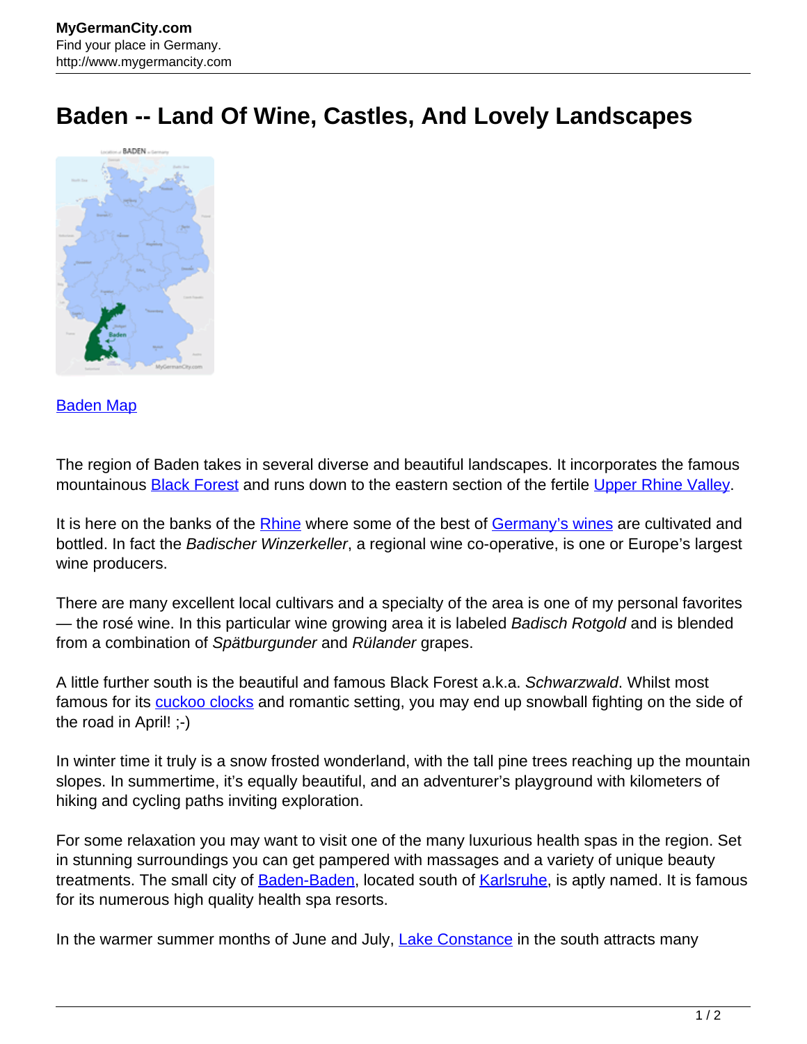# Baden -- Land Of Wine, Castles, And Lovely Landscapes

Baden Map

The region of Baden takes in several diverse and beautiful landscapes. It incorporates the famous mountainous Black Forest and runs down to the eastern section of the fertile Upper Rhine Valley.

It is here on the banks of the Rhine where some of the best of Germany's wines are cultivated and bottled. In fact the *Badischer Winzerkeller*, a regional wine co-operative, is one or Europe's largest wine producers.

There are many excellent local cultivars and a specialty of the area is one of my personal favorites — the rosé wine. In this particular wine growing area it is labeled *Badisch Rotgold* and is blended from a combination of *Spätburgunder* and *Rülander* grapes.

A little further south is the beautiful and famous Black Forest a.k.a. *Schwarzwald*. Whilst most famous for its cuckoo clocks and romantic setting, you may end up snowball fighting on the side of the road in April! ;-)

In winter time it truly is a snow frosted wonderland, with the tall pine trees reaching up the mountain slopes. In summertime, it's equally beautiful, and an adventurer's playground with kilometers of hiking and cycling paths inviting exploration.

For some relaxation you may want to visit one of the many luxurious health spas in the region. Set in stunning surroundings you can get pampered with massages and a variety of unique beauty treatments. The small city of Baden-Baden, located south of Karlsruhe, is aptly named. It is famous for its numerous high quality health spa resorts.

In the warmer summer months of June and July, Lake Constance in the south attracts many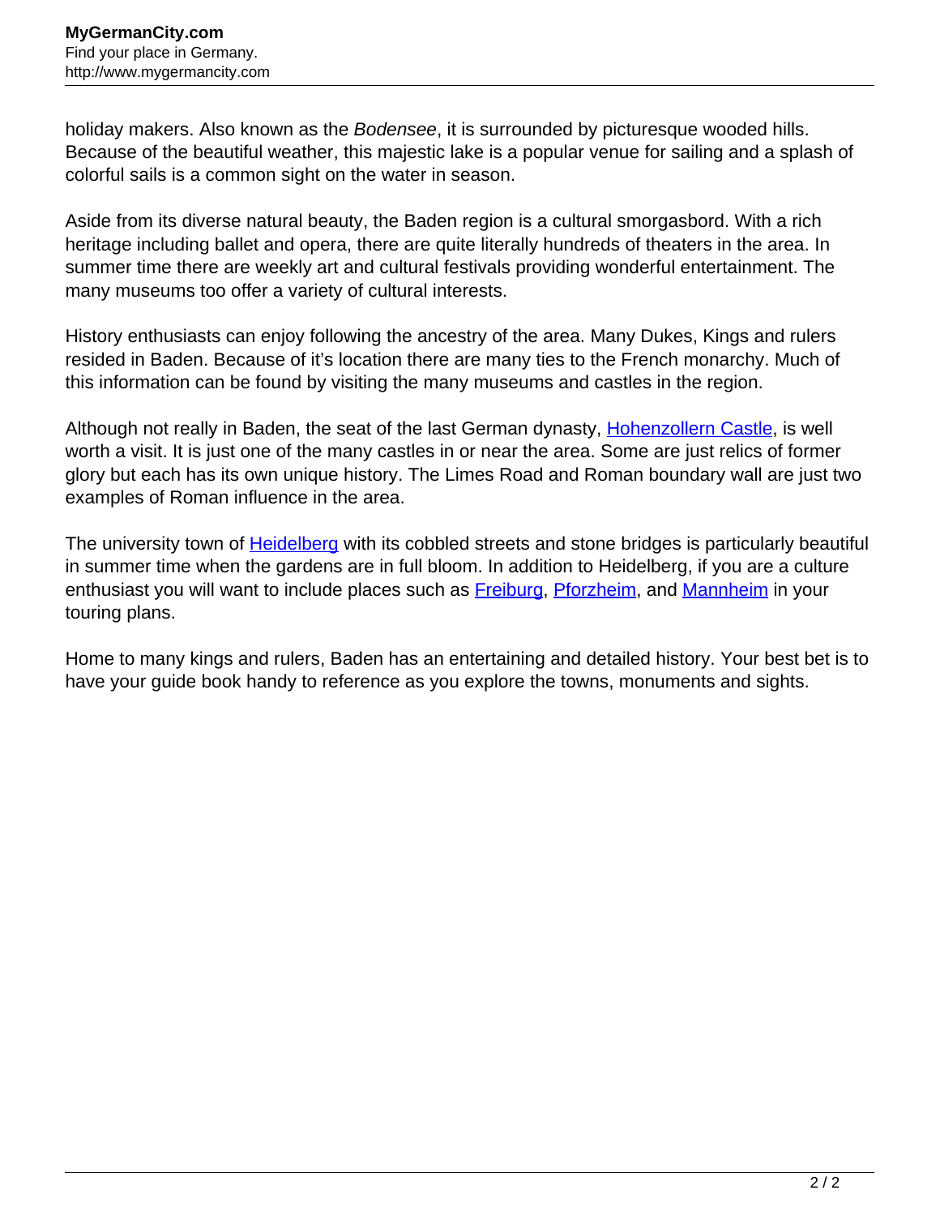holiday makers. Also known as the *Bodensee*, it is surrounded by picturesque wooded hills. Because of the beautiful weather, this majestic lake is a popular venue for sailing and a splash of colorful sails is a common sight on the water in season.

Aside from its diverse natural beauty, the Baden region is a cultural smorgasbord. With a rich heritage including ballet and opera, there are quite literally hundreds of theaters in the area. In summer time there are weekly art and cultural festivals providing wonderful entertainment. The many museums too offer a variety of cultural interests.

History enthusiasts can enjoy following the ancestry of the area. Many Dukes, Kings and rulers resided in Baden. Because of it's location there are many ties to the French monarchy. Much of this information can be found by visiting the many museums and castles in the region.

Although not really in Baden, the seat of the last German dynasty, Hohenzollern Castle, is well worth a visit. It is just one of the many castles in or near the area. Some are just relics of former glory but each has its own unique history. The Limes Road and Roman boundary wall are just two examples of Roman influence in the area.

The university town of Heidelberg with its cobbled streets and stone bridges is particularly beautiful in summer time when the gardens are in full bloom. In addition to Heidelberg, if you are a culture enthusiast you will want to include places such as Freiburg, Pforzheim, and Mannheim in your touring plans.

Home to many kings and rulers, Baden has an entertaining and detailed history. Your best bet is to have your guide book handy to reference as you explore the towns, monuments and sights.